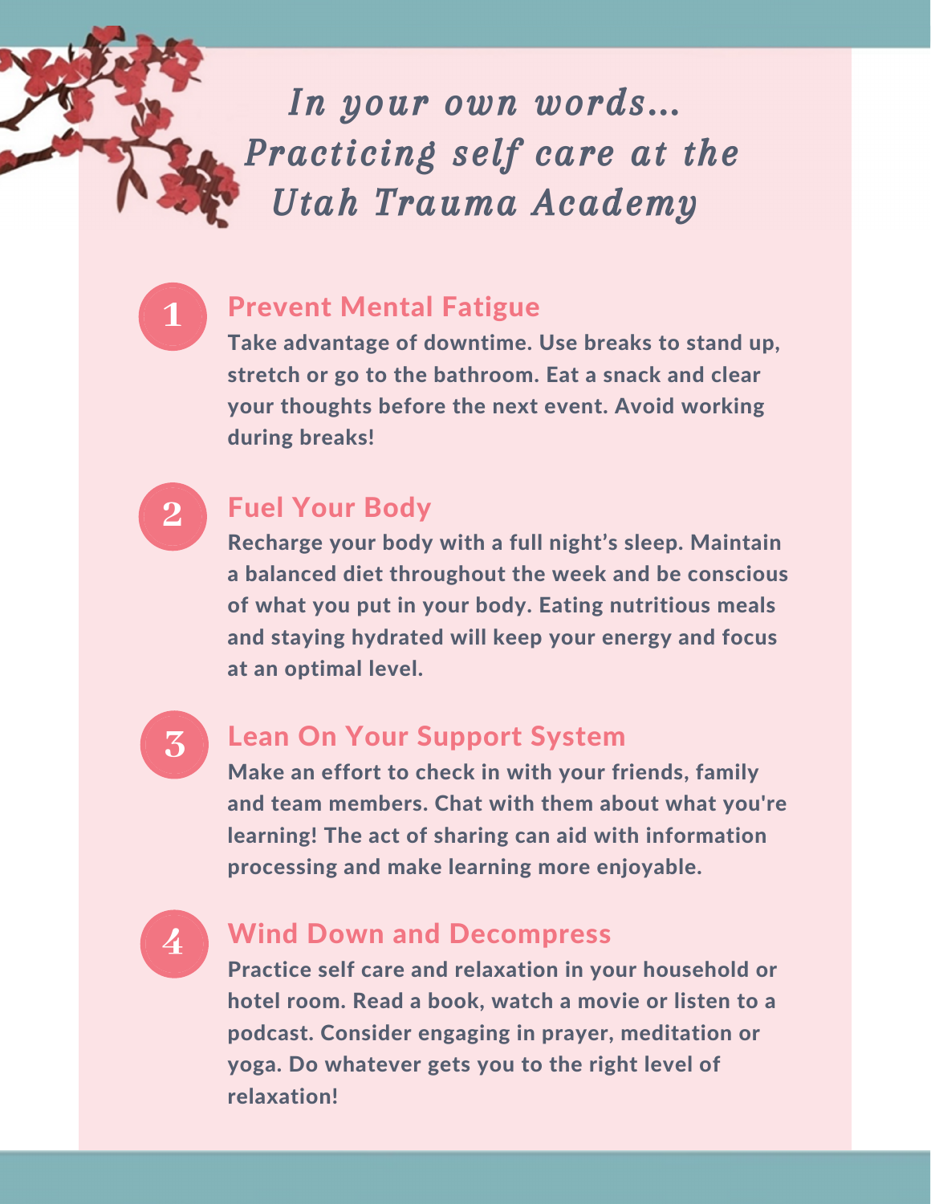# *In your own words... Practicing self care at the Utah Trauma Academy*

## 1 Prevent Mental Fatigue

**Take advantage of downtime. Use breaks to stand up, stretch or go to the bathroom. Eat a snack and clear your thoughts before the next event. Avoid working during breaks!**

## 2 Fuel Your Body

**Recharge your body with a full night's sleep. Maintain a balanced diet throughout the week and be conscious of what you put in your body. Eating nutritious meals and staying hydrated will keep your energy and focus at an optimal level.**

## 3 Lean On Your Support System

**Make an effort to check in with your friends, family and team members. Chat with them about what you're learning! The act of sharing can aid with information processing and make learning more enjoyable.**

## 4 Wind Down and Decompress

**Practice self care and relaxation in your household or hotel room. Read a book, watch a movie or listen to a podcast. Consider engaging in prayer, meditation or yoga. Do whatever gets you to the right level of relaxation!**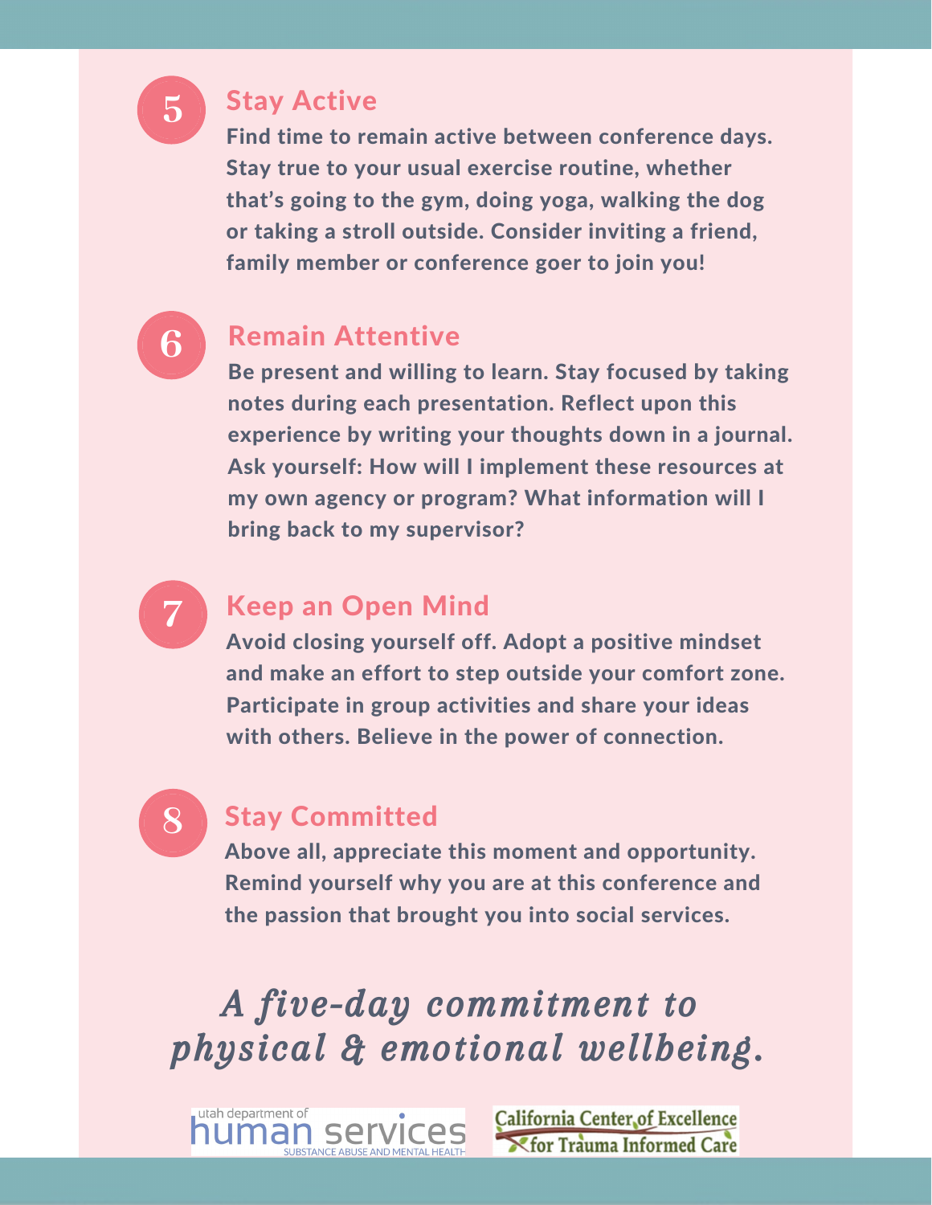## 5 Stay Active

**Find time to remain active between conference days. Stay true to your usual exercise routine, whether that's going to the gym, doing yoga, walking the dog or taking a stroll outside. Consider inviting a friend, family member or conference goer to join you!**

## 6 Remain Attentive

**Be present and willing to learn. Stay focused by taking notes during each presentation. Reflect upon this experience by writing your thoughts down in a journal. Ask yourself: How will I implement these resources at my own agency or program? What information will I bring back to my supervisor?**

## 7 Keep an Open Mind

**Avoid closing yourself off. Adopt a positive mindset and make an effort to step outside your comfort zone. Participate in group activities and share your ideas with others. Believe in the power of connection.**

## 8 Stay Committed

**Above all, appreciate this moment and opportunity. Remind yourself why you are at this conference and the passion that brought you into social services.**

***A five-day commitment to physical & emotional wellbeing.***

utah department of human services SUBSTANCE ABUSE AND MENTAL HEALTH

California Center of Excellence for Trauma Informed Care